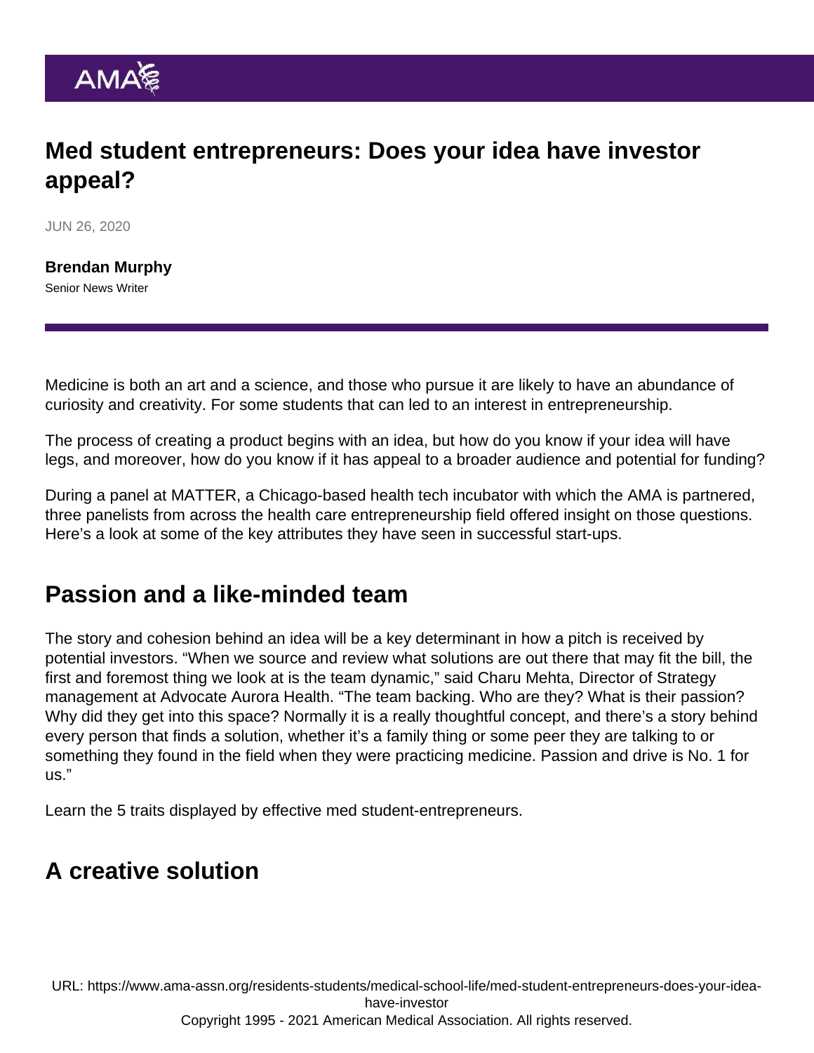# Med student entrepreneurs: Does your idea have investor appeal?

JUN 26, 2020

**Brendan Murphy**
Senior News Writer

Medicine is both an art and a science, and those who pursue it are likely to have an abundance of curiosity and creativity. For some students that can led to an interest in entrepreneurship.

The process of creating a product begins with an idea, but how do you know if your idea will have legs, and moreover, how do you know if it has appeal to a broader audience and potential for funding?

During a panel at MATTER, a Chicago-based health tech incubator with which the AMA is partnered, three panelists from across the health care entrepreneurship field offered insight on those questions. Here's a look at some of the key attributes they have seen in successful start-ups.

## Passion and a like-minded team

The story and cohesion behind an idea will be a key determinant in how a pitch is received by potential investors. "When we source and review what solutions are out there that may fit the bill, the first and foremost thing we look at is the team dynamic," said Charu Mehta, Director of Strategy management at Advocate Aurora Health. "The team backing. Who are they? What is their passion? Why did they get into this space? Normally it is a really thoughtful concept, and there's a story behind every person that finds a solution, whether it's a family thing or some peer they are talking to or something they found in the field when they were practicing medicine. Passion and drive is No. 1 for us."

Learn the 5 traits displayed by effective med student-entrepreneurs.

## A creative solution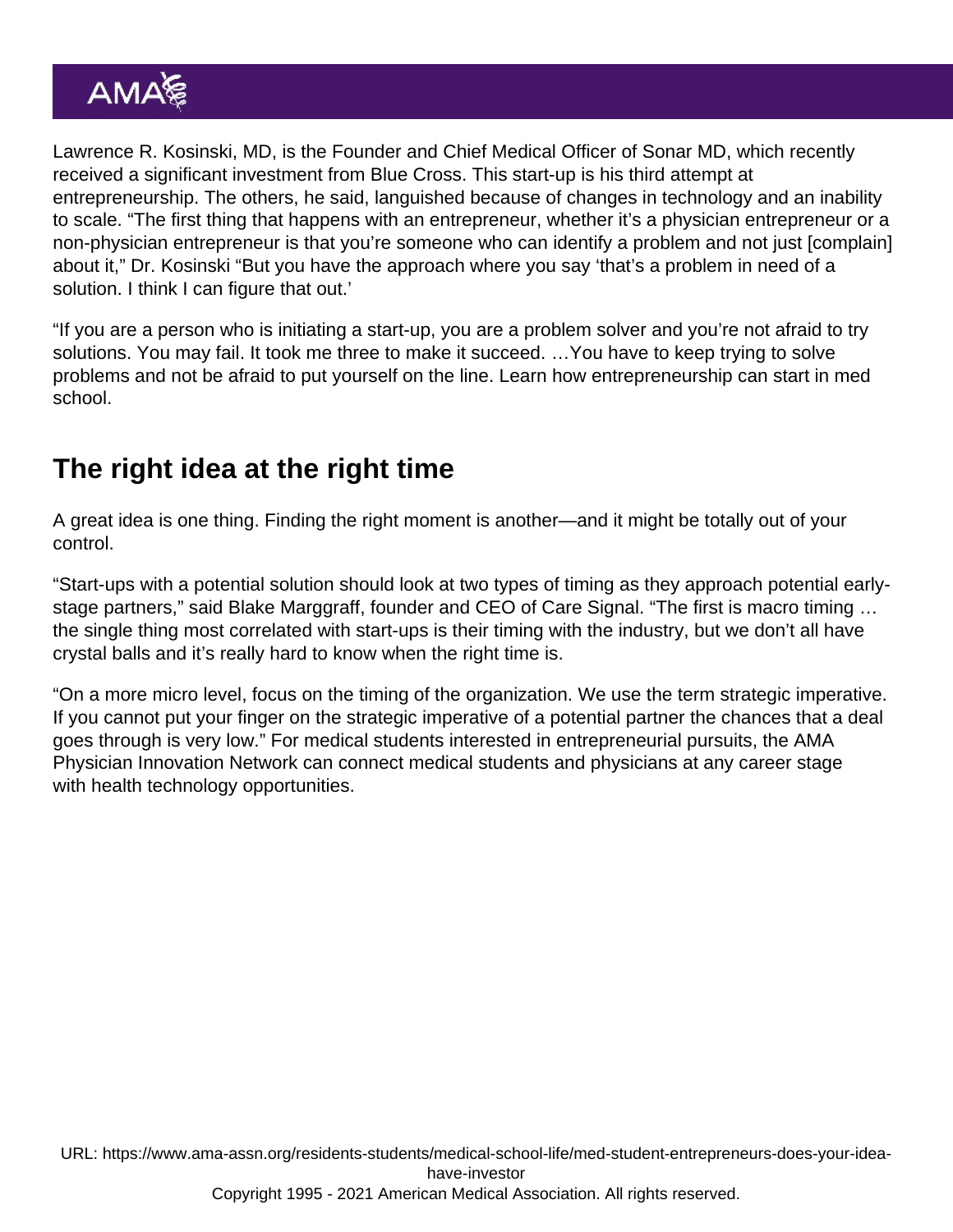Lawrence R. Kosinski, MD, is the Founder and Chief Medical Officer of Sonar MD, which recently received a significant investment from Blue Cross. This start-up is his third attempt at entrepreneurship. The others, he said, languished because of changes in technology and an inability to scale. "The first thing that happens with an entrepreneur, whether it's a physician entrepreneur or a non-physician entrepreneur is that you're someone who can identify a problem and not just [complain] about it," Dr. Kosinski "But you have the approach where you say 'that's a problem in need of a solution. I think I can figure that out.'

"If you are a person who is initiating a start-up, you are a problem solver and you're not afraid to try solutions. You may fail. It took me three to make it succeed. …You have to keep trying to solve problems and not be afraid to put yourself on the line. Learn how entrepreneurship can start in med school.

## The right idea at the right time

A great idea is one thing. Finding the right moment is another—and it might be totally out of your control.

"Start-ups with a potential solution should look at two types of timing as they approach potential early-stage partners," said Blake Marggraff, founder and CEO of Care Signal. "The first is macro timing … the single thing most correlated with start-ups is their timing with the industry, but we don't all have crystal balls and it's really hard to know when the right time is.

"On a more micro level, focus on the timing of the organization. We use the term strategic imperative. If you cannot put your finger on the strategic imperative of a potential partner the chances that a deal goes through is very low." For medical students interested in entrepreneurial pursuits, the AMA Physician Innovation Network can connect medical students and physicians at any career stage with health technology opportunities.